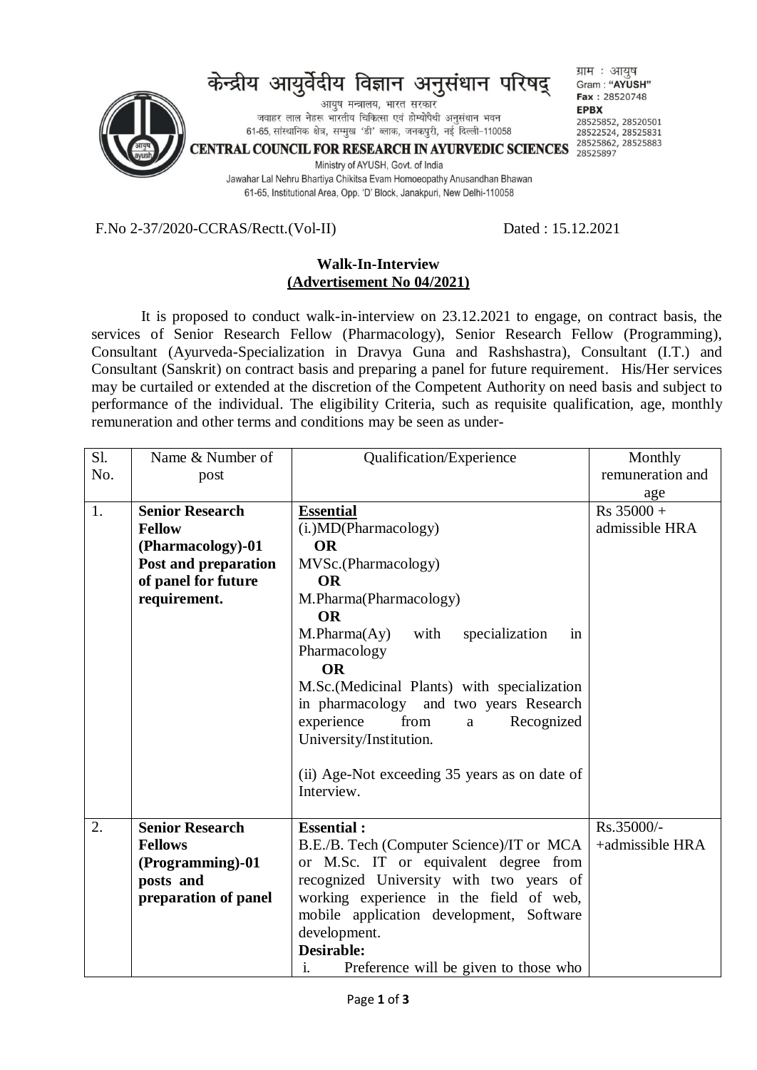केन्द्रीय आयुर्वेदीय विज्ञान अनुसंधान परिषद्

आयुष मन्त्रालय, भारत सरकार

जवाहर लाल नेहरू भारतीय चिकित्सा एवं होम्योपैथी अनुसंधान भवन

61-65, सांस्थानिक क्षेत्र, सम्मुख 'डी' ब्लाक, जनकपुरी, नई दिल्ली-110058

**CENTRAL COUNCIL FOR RESEARCH IN AYURVEDIC SCIENCES**

Ministry of AYUSH, Govt. of India

Jawahar Lal Nehru Bhartiya Chikitsa Evam Homoeopathy Anusandhan Bhawan

61-65, Institutional Area, Opp. 'D' Block, Janakpuri, New Delhi-110058

ग्राम : आयुष
Gram : **"AYUSH"**
**Fax** : 28520748
**EPBX**
28525852, 28520501
28522524, 28525831
28525862, 28525883
28525897

F.No 2-37/2020-CCRAS/Rectt.(Vol-II) Dated : 15.12.2021

## Walk-In-Interview
## (Advertisement No 04/2021)

It is proposed to conduct walk-in-interview on 23.12.2021 to engage, on contract basis, the services of Senior Research Fellow (Pharmacology), Senior Research Fellow (Programming), Consultant (Ayurveda-Specialization in Dravya Guna and Rashshastra), Consultant (I.T.) and Consultant (Sanskrit) on contract basis and preparing a panel for future requirement. His/Her services may be curtailed or extended at the discretion of the Competent Authority on need basis and subject to performance of the individual. The eligibility Criteria, such as requisite qualification, age, monthly remuneration and other terms and conditions may be seen as under-

| Sl. No. | Name & Number of post | Qualification/Experience | Monthly remuneration and age |
|---|---|---|---|
| 1. | **Senior Research Fellow (Pharmacology)-01 Post and preparation of panel for future requirement.** | **Essential**<br>(i.)MD(Pharmacology)<br>**OR**<br>MVSc.(Pharmacology)<br>**OR**<br>M.Pharma(Pharmacology)<br>**OR**<br>M.Pharma(Ay) with specialization in Pharmacology<br>**OR**<br>M.Sc.(Medicinal Plants) with specialization in pharmacology and two years Research experience from a Recognized University/Institution.<br><br>(ii) Age-Not exceeding 35 years as on date of Interview. | Rs 35000 + admissible HRA |
| 2. | **Senior Research Fellows (Programming)-01 posts and preparation of panel** | **Essential :**<br>B.E./B. Tech (Computer Science)/IT or MCA or M.Sc. IT or equivalent degree from recognized University with two years of working experience in the field of web, mobile application development, Software development.<br>**Desirable:**<br>i. Preference will be given to those who | Rs.35000/- +admissible HRA |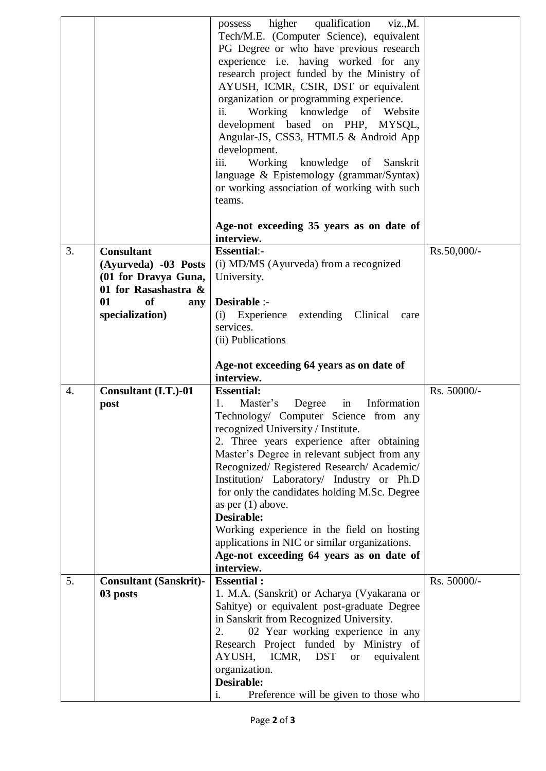| | | | |
|---|---|---|---|
| | | possess higher qualification viz.,M. Tech/M.E. (Computer Science), equivalent PG Degree or who have previous research experience i.e. having worked for any research project funded by the Ministry of AYUSH, ICMR, CSIR, DST or equivalent organization or programming experience.<br>ii. Working knowledge of Website development based on PHP, MYSQL, Angular-JS, CSS3, HTML5 & Android App development.<br>iii. Working knowledge of Sanskrit language & Epistemology (grammar/Syntax) or working association of working with such teams.<br><br>**Age-not exceeding 35 years as on date of interview.** | |
| 3. | **Consultant (Ayurveda) -03 Posts (01 for Dravya Guna, 01 for Rasashastra & 01 of any specialization)** | **Essential**:-<br>(i) MD/MS (Ayurveda) from a recognized University.<br><br>**Desirable** :-<br>(i) Experience extending Clinical care services.<br>(ii) Publications<br><br>**Age-not exceeding 64 years as on date of interview.** | Rs.50,000/- |
| 4. | **Consultant (I.T.)-01 post** | **Essential:**<br>1. Master's Degree in Information Technology/ Computer Science from any recognized University / Institute.<br>2. Three years experience after obtaining Master's Degree in relevant subject from any Recognized/ Registered Research/ Academic/ Institution/ Laboratory/ Industry or Ph.D for only the candidates holding M.Sc. Degree as per (1) above.<br>**Desirable:**<br>Working experience in the field on hosting applications in NIC or similar organizations.<br>**Age-not exceeding 64 years as on date of interview.** | Rs. 50000/- |
| 5. | **Consultant (Sanskrit)-03 posts** | **Essential :**<br>1. M.A. (Sanskrit) or Acharya (Vyakarana or Sahitye) or equivalent post-graduate Degree in Sanskrit from Recognized University.<br>2. 02 Year working experience in any Research Project funded by Ministry of AYUSH, ICMR, DST or equivalent organization.<br>**Desirable:**<br>i. Preference will be given to those who | Rs. 50000/- |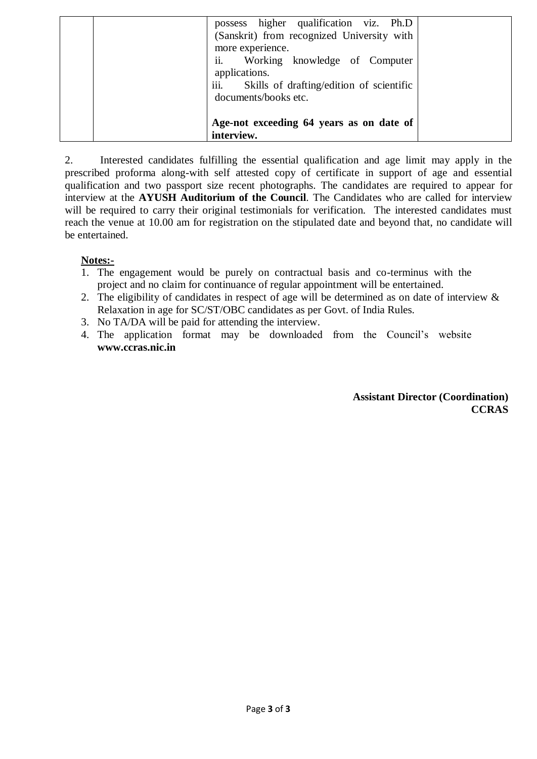| | | | |
|---|---|---|---|
| | | possess higher qualification viz. Ph.D (Sanskrit) from recognized University with more experience.<br>ii. Working knowledge of Computer applications.<br>iii. Skills of drafting/edition of scientific documents/books etc.<br><br>**Age-not exceeding 64 years as on date of interview.** | |

2. Interested candidates fulfilling the essential qualification and age limit may apply in the prescribed proforma along-with self attested copy of certificate in support of age and essential qualification and two passport size recent photographs. The candidates are required to appear for interview at the **AYUSH Auditorium of the Council**. The Candidates who are called for interview will be required to carry their original testimonials for verification. The interested candidates must reach the venue at 10.00 am for registration on the stipulated date and beyond that, no candidate will be entertained.

**Notes:-**

1. The engagement would be purely on contractual basis and co-terminus with the project and no claim for continuance of regular appointment will be entertained.
2. The eligibility of candidates in respect of age will be determined as on date of interview & Relaxation in age for SC/ST/OBC candidates as per Govt. of India Rules.
3. No TA/DA will be paid for attending the interview.
4. The application format may be downloaded from the Council's website **www.ccras.nic.in**

**Assistant Director (Coordination)**
**CCRAS**